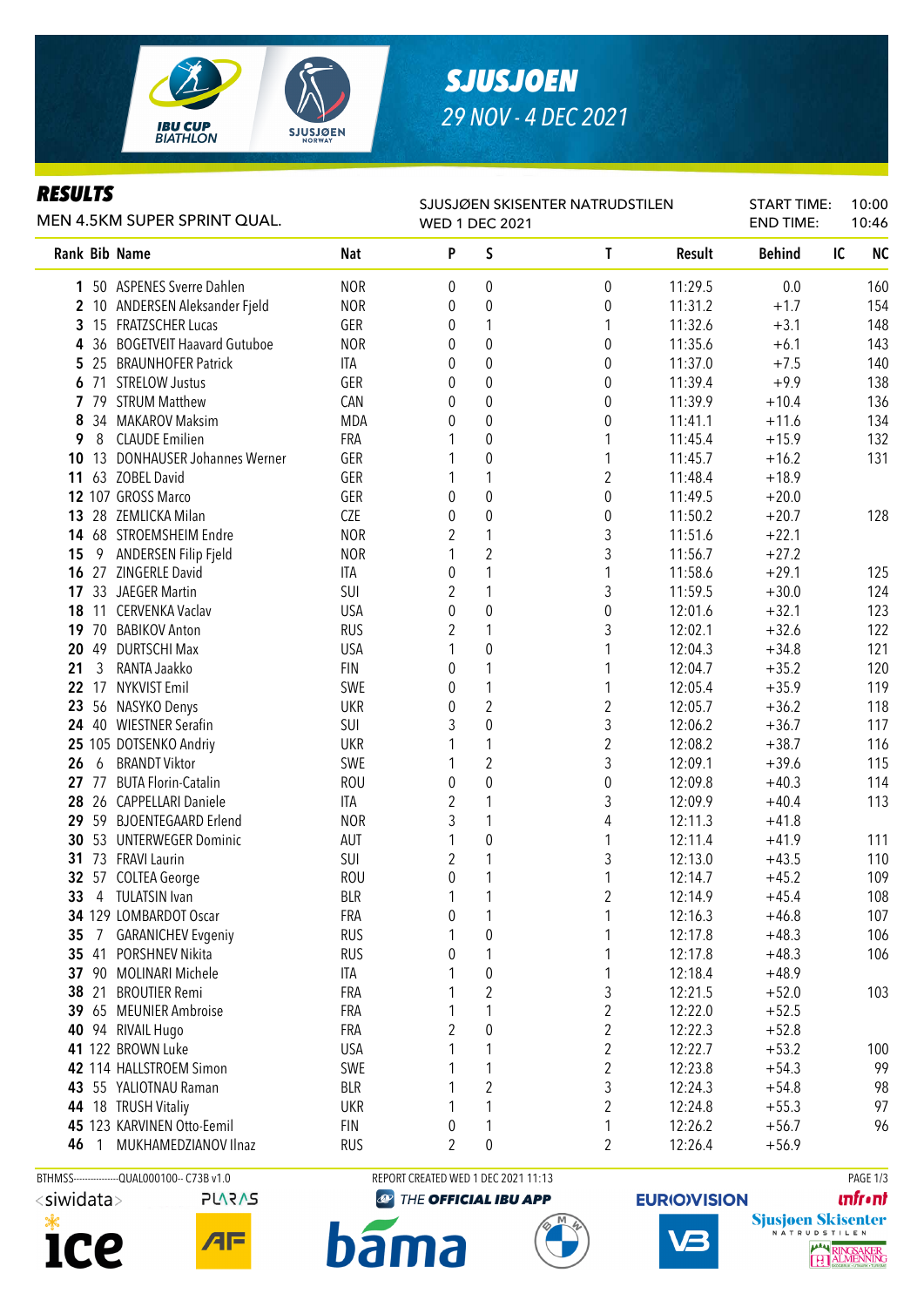# SJUSJOEN

29 NOV - 4 DEC 2021

## RESULTS

MEN 4.5KM SUPER SPRINT QUAL.

SJUSJØEN SKISENTER NATRUDSTILEN
WED 1 DEC 2021

START TIME: 10:00
END TIME: 10:46

| Rank | Bib | Name | Nat | P | S | T | Result | Behind | IC | NC |
|---|---|---|---|---|---|---|---|---|---|---|
| 1 | 50 | ASPENES Sverre Dahlen | NOR | 0 | 0 | 0 | 11:29.5 | 0.0 | | 160 |
| 2 | 10 | ANDERSEN Aleksander Fjeld | NOR | 0 | 0 | 0 | 11:31.2 | +1.7 | | 154 |
| 3 | 15 | FRATZSCHER Lucas | GER | 0 | 1 | 1 | 11:32.6 | +3.1 | | 148 |
| 4 | 36 | BOGETVEIT Haavard Gutuboe | NOR | 0 | 0 | 0 | 11:35.6 | +6.1 | | 143 |
| 5 | 25 | BRAUNHOFER Patrick | ITA | 0 | 0 | 0 | 11:37.0 | +7.5 | | 140 |
| 6 | 71 | STRELOW Justus | GER | 0 | 0 | 0 | 11:39.4 | +9.9 | | 138 |
| 7 | 79 | STRUM Matthew | CAN | 0 | 0 | 0 | 11:39.9 | +10.4 | | 136 |
| 8 | 34 | MAKAROV Maksim | MDA | 0 | 0 | 0 | 11:41.1 | +11.6 | | 134 |
| 9 | 8 | CLAUDE Emilien | FRA | 1 | 0 | 1 | 11:45.4 | +15.9 | | 132 |
| 10 | 13 | DONHAUSER Johannes Werner | GER | 1 | 0 | 1 | 11:45.7 | +16.2 | | 131 |
| 11 | 63 | ZOBEL David | GER | 1 | 1 | 2 | 11:48.4 | +18.9 | | |
| 12 | 107 | GROSS Marco | GER | 0 | 0 | 0 | 11:49.5 | +20.0 | | |
| 13 | 28 | ZEMLICKA Milan | CZE | 0 | 0 | 0 | 11:50.2 | +20.7 | | 128 |
| 14 | 68 | STROEMSHEIM Endre | NOR | 2 | 1 | 3 | 11:51.6 | +22.1 | | |
| 15 | 9 | ANDERSEN Filip Fjeld | NOR | 1 | 2 | 3 | 11:56.7 | +27.2 | | |
| 16 | 27 | ZINGERLE David | ITA | 0 | 1 | 1 | 11:58.6 | +29.1 | | 125 |
| 17 | 33 | JAEGER Martin | SUI | 2 | 1 | 3 | 11:59.5 | +30.0 | | 124 |
| 18 | 11 | CERVENKA Vaclav | USA | 0 | 0 | 0 | 12:01.6 | +32.1 | | 123 |
| 19 | 70 | BABIKOV Anton | RUS | 2 | 1 | 3 | 12:02.1 | +32.6 | | 122 |
| 20 | 49 | DURTSCHI Max | USA | 1 | 0 | 1 | 12:04.3 | +34.8 | | 121 |
| 21 | 3 | RANTA Jaakko | FIN | 0 | 1 | 1 | 12:04.7 | +35.2 | | 120 |
| 22 | 17 | NYKVIST Emil | SWE | 0 | 1 | 1 | 12:05.4 | +35.9 | | 119 |
| 23 | 56 | NASYKO Denys | UKR | 0 | 2 | 2 | 12:05.7 | +36.2 | | 118 |
| 24 | 40 | WIESTNER Serafin | SUI | 3 | 0 | 3 | 12:06.2 | +36.7 | | 117 |
| 25 | 105 | DOTSENKO Andriy | UKR | 1 | 1 | 2 | 12:08.2 | +38.7 | | 116 |
| 26 | 6 | BRANDT Viktor | SWE | 1 | 2 | 3 | 12:09.1 | +39.6 | | 115 |
| 27 | 77 | BUTA Florin-Catalin | ROU | 0 | 0 | 0 | 12:09.8 | +40.3 | | 114 |
| 28 | 26 | CAPPELLARI Daniele | ITA | 2 | 1 | 3 | 12:09.9 | +40.4 | | 113 |
| 29 | 59 | BJOENTEGAARD Erlend | NOR | 3 | 1 | 4 | 12:11.3 | +41.8 | | |
| 30 | 53 | UNTERWEGER Dominic | AUT | 1 | 0 | 1 | 12:11.4 | +41.9 | | 111 |
| 31 | 73 | FRAVI Laurin | SUI | 2 | 1 | 3 | 12:13.0 | +43.5 | | 110 |
| 32 | 57 | COLTEA George | ROU | 0 | 1 | 1 | 12:14.7 | +45.2 | | 109 |
| 33 | 4 | TULATSIN Ivan | BLR | 1 | 1 | 2 | 12:14.9 | +45.4 | | 108 |
| 34 | 129 | LOMBARDOT Oscar | FRA | 0 | 1 | 1 | 12:16.3 | +46.8 | | 107 |
| 35 | 7 | GARANICHEV Evgeniy | RUS | 1 | 0 | 1 | 12:17.8 | +48.3 | | 106 |
| 35 | 41 | PORSHNEV Nikita | RUS | 0 | 1 | 1 | 12:17.8 | +48.3 | | 106 |
| 37 | 90 | MOLINARI Michele | ITA | 1 | 0 | 1 | 12:18.4 | +48.9 | | |
| 38 | 21 | BROUTIER Remi | FRA | 1 | 2 | 3 | 12:21.5 | +52.0 | | 103 |
| 39 | 65 | MEUNIER Ambroise | FRA | 1 | 1 | 2 | 12:22.0 | +52.5 | | |
| 40 | 94 | RIVAIL Hugo | FRA | 2 | 0 | 2 | 12:22.3 | +52.8 | | |
| 41 | 122 | BROWN Luke | USA | 1 | 1 | 2 | 12:22.7 | +53.2 | | 100 |
| 42 | 114 | HALLSTROEM Simon | SWE | 1 | 1 | 2 | 12:23.8 | +54.3 | | 99 |
| 43 | 55 | YALIOTNAU Raman | BLR | 1 | 2 | 3 | 12:24.3 | +54.8 | | 98 |
| 44 | 18 | TRUSH Vitaliy | UKR | 1 | 1 | 2 | 12:24.8 | +55.3 | | 97 |
| 45 | 123 | KARVINEN Otto-Eemil | FIN | 0 | 1 | 1 | 12:26.2 | +56.7 | | 96 |
| 46 | 1 | MUKHAMEDZIANOV Ilnaz | RUS | 2 | 0 | 2 | 12:26.4 | +56.9 | | |

BTHMSS--------------QUAL000100-- C73B v1.0 REPORT CREATED WED 1 DEC 2021 11:13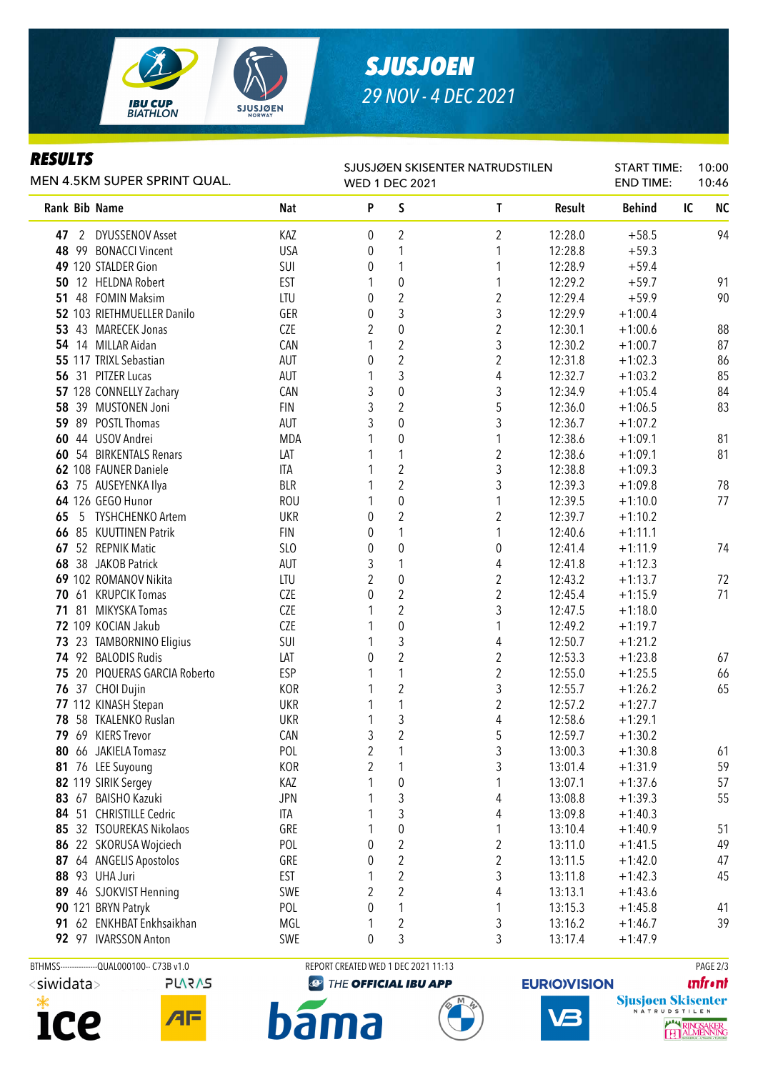# SJUSJOEN

29 NOV - 4 DEC 2021

## RESULTS

MEN 4.5KM SUPER SPRINT QUAL.

SJUSJØEN SKISENTER NATRUDSTILEN
WED 1 DEC 2021

START TIME: 10:00
END TIME: 10:46

| Rank | Bib | Name | Nat | P | S | T | Result | Behind | IC | NC |
|---|---|---|---|---|---|---|---|---|---|---|
| 47 | 2 | DYUSSENOV Asset | KAZ | 0 | 2 | 2 | 12:28.0 | +58.5 | | 94 |
| 48 | 99 | BONACCI Vincent | USA | 0 | 1 | 1 | 12:28.8 | +59.3 | | |
| 49 | 120 | STALDER Gion | SUI | 0 | 1 | 1 | 12:28.9 | +59.4 | | |
| 50 | 12 | HELDNA Robert | EST | 1 | 0 | 1 | 12:29.2 | +59.7 | | 91 |
| 51 | 48 | FOMIN Maksim | LTU | 0 | 2 | 2 | 12:29.4 | +59.9 | | 90 |
| 52 | 103 | RIETHMUELLER Danilo | GER | 0 | 3 | 3 | 12:29.9 | +1:00.4 | | |
| 53 | 43 | MARECEK Jonas | CZE | 2 | 0 | 2 | 12:30.1 | +1:00.6 | | 88 |
| 54 | 14 | MILLAR Aidan | CAN | 1 | 2 | 3 | 12:30.2 | +1:00.7 | | 87 |
| 55 | 117 | TRIXL Sebastian | AUT | 0 | 2 | 2 | 12:31.8 | +1:02.3 | | 86 |
| 56 | 31 | PITZER Lucas | AUT | 1 | 3 | 4 | 12:32.7 | +1:03.2 | | 85 |
| 57 | 128 | CONNELLY Zachary | CAN | 3 | 0 | 3 | 12:34.9 | +1:05.4 | | 84 |
| 58 | 39 | MUSTONEN Joni | FIN | 3 | 2 | 5 | 12:36.0 | +1:06.5 | | 83 |
| 59 | 89 | POSTL Thomas | AUT | 3 | 0 | 3 | 12:36.7 | +1:07.2 | | |
| 60 | 44 | USOV Andrei | MDA | 1 | 0 | 1 | 12:38.6 | +1:09.1 | | 81 |
| 60 | 54 | BIRKENTALS Renars | LAT | 1 | 1 | 2 | 12:38.6 | +1:09.1 | | 81 |
| 62 | 108 | FAUNER Daniele | ITA | 1 | 2 | 3 | 12:38.8 | +1:09.3 | | |
| 63 | 75 | AUSEYENKA Ilya | BLR | 1 | 2 | 3 | 12:39.3 | +1:09.8 | | 78 |
| 64 | 126 | GEGO Hunor | ROU | 1 | 0 | 1 | 12:39.5 | +1:10.0 | | 77 |
| 65 | 5 | TYSHCHENKO Artem | UKR | 0 | 2 | 2 | 12:39.7 | +1:10.2 | | |
| 66 | 85 | KUUTTINEN Patrik | FIN | 0 | 1 | 1 | 12:40.6 | +1:11.1 | | |
| 67 | 52 | REPNIK Matic | SLO | 0 | 0 | 0 | 12:41.4 | +1:11.9 | | 74 |
| 68 | 38 | JAKOB Patrick | AUT | 3 | 1 | 4 | 12:41.8 | +1:12.3 | | |
| 69 | 102 | ROMANOV Nikita | LTU | 2 | 0 | 2 | 12:43.2 | +1:13.7 | | 72 |
| 70 | 61 | KRUPCIK Tomas | CZE | 0 | 2 | 2 | 12:45.4 | +1:15.9 | | 71 |
| 71 | 81 | MIKYSKA Tomas | CZE | 1 | 2 | 3 | 12:47.5 | +1:18.0 | | |
| 72 | 109 | KOCIAN Jakub | CZE | 1 | 0 | 1 | 12:49.2 | +1:19.7 | | |
| 73 | 23 | TAMBORNINO Eligius | SUI | 1 | 3 | 4 | 12:50.7 | +1:21.2 | | |
| 74 | 92 | BALODIS Rudis | LAT | 0 | 2 | 2 | 12:53.3 | +1:23.8 | | 67 |
| 75 | 20 | PIQUERAS GARCIA Roberto | ESP | 1 | 1 | 2 | 12:55.0 | +1:25.5 | | 66 |
| 76 | 37 | CHOI Dujin | KOR | 1 | 2 | 3 | 12:55.7 | +1:26.2 | | 65 |
| 77 | 112 | KINASH Stepan | UKR | 1 | 1 | 2 | 12:57.2 | +1:27.7 | | |
| 78 | 58 | TKALENKO Ruslan | UKR | 1 | 3 | 4 | 12:58.6 | +1:29.1 | | |
| 79 | 69 | KIERS Trevor | CAN | 3 | 2 | 5 | 12:59.7 | +1:30.2 | | |
| 80 | 66 | JAKIELA Tomasz | POL | 2 | 1 | 3 | 13:00.3 | +1:30.8 | | 61 |
| 81 | 76 | LEE Suyoung | KOR | 2 | 1 | 3 | 13:01.4 | +1:31.9 | | 59 |
| 82 | 119 | SIRIK Sergey | KAZ | 1 | 0 | 1 | 13:07.1 | +1:37.6 | | 57 |
| 83 | 67 | BAISHO Kazuki | JPN | 1 | 3 | 4 | 13:08.8 | +1:39.3 | | 55 |
| 84 | 51 | CHRISTILLE Cedric | ITA | 1 | 3 | 4 | 13:09.8 | +1:40.3 | | |
| 85 | 32 | TSOUREKAS Nikolaos | GRE | 1 | 0 | 1 | 13:10.4 | +1:40.9 | | 51 |
| 86 | 22 | SKORUSA Wojciech | POL | 0 | 2 | 2 | 13:11.0 | +1:41.5 | | 49 |
| 87 | 64 | ANGELIS Apostolos | GRE | 0 | 2 | 2 | 13:11.5 | +1:42.0 | | 47 |
| 88 | 93 | UHA Juri | EST | 1 | 2 | 3 | 13:11.8 | +1:42.3 | | 45 |
| 89 | 46 | SJOKVIST Henning | SWE | 2 | 2 | 4 | 13:13.1 | +1:43.6 | | |
| 90 | 121 | BRYN Patryk | POL | 0 | 1 | 1 | 13:15.3 | +1:45.8 | | 41 |
| 91 | 62 | ENKHBAT Enkhsaikhan | MGL | 1 | 2 | 3 | 13:16.2 | +1:46.7 | | 39 |
| 92 | 97 | IVARSSON Anton | SWE | 0 | 3 | 3 | 13:17.4 | +1:47.9 | | |

BTHMSS---------------QUAL000100-- C73B v1.0 REPORT CREATED WED 1 DEC 2021 11:13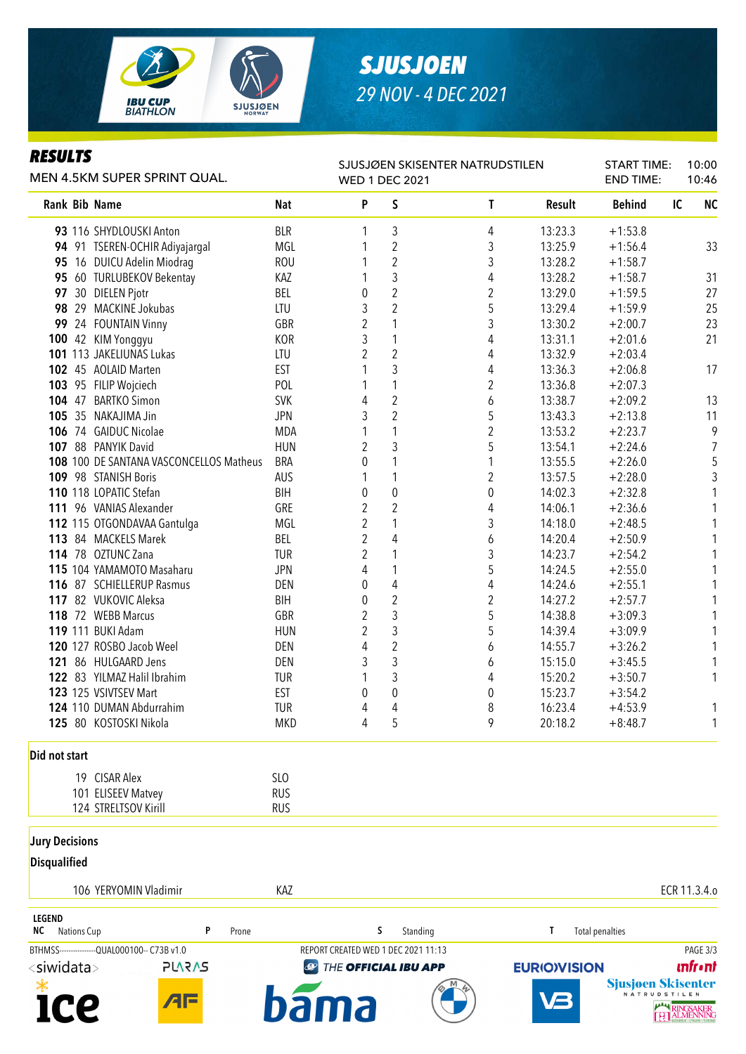# SJUSJOEN

29 NOV - 4 DEC 2021

## RESULTS

MEN 4.5KM SUPER SPRINT QUAL.

SJUSJØEN SKISENTER NATRUDSTILEN
WED 1 DEC 2021

START TIME: 10:00
END TIME: 10:46

| Rank | Bib | Name | Nat | P | S | T | Result | Behind | IC | NC |
|---|---|---|---|---|---|---|---|---|---|---|
| 93 | 116 | SHYDLOUSKI Anton | BLR | 1 | 3 | 4 | 13:23.3 | +1:53.8 | | |
| 94 | 91 | TSEREN-OCHIR Adiyajargal | MGL | 1 | 2 | 3 | 13:25.9 | +1:56.4 | | 33 |
| 95 | 16 | DUICU Adelin Miodrag | ROU | 1 | 2 | 3 | 13:28.2 | +1:58.7 | | |
| 95 | 60 | TURLUBEKOV Bekentay | KAZ | 1 | 3 | 4 | 13:28.2 | +1:58.7 | | 31 |
| 97 | 30 | DIELEN Pjotr | BEL | 0 | 2 | 2 | 13:29.0 | +1:59.5 | | 27 |
| 98 | 29 | MACKINE Jokubas | LTU | 3 | 2 | 5 | 13:29.4 | +1:59.9 | | 25 |
| 99 | 24 | FOUNTAIN Vinny | GBR | 2 | 1 | 3 | 13:30.2 | +2:00.7 | | 23 |
| 100 | 42 | KIM Yonggyu | KOR | 3 | 1 | 4 | 13:31.1 | +2:01.6 | | 21 |
| 101 | 113 | JAKELIUNAS Lukas | LTU | 2 | 2 | 4 | 13:32.9 | +2:03.4 | | |
| 102 | 45 | AOLAID Marten | EST | 1 | 3 | 4 | 13:36.3 | +2:06.8 | | 17 |
| 103 | 95 | FILIP Wojciech | POL | 1 | 1 | 2 | 13:36.8 | +2:07.3 | | |
| 104 | 47 | BARTKO Simon | SVK | 4 | 2 | 6 | 13:38.7 | +2:09.2 | | 13 |
| 105 | 35 | NAKAJIMA Jin | JPN | 3 | 2 | 5 | 13:43.3 | +2:13.8 | | 11 |
| 106 | 74 | GAIDUC Nicolae | MDA | 1 | 1 | 2 | 13:53.2 | +2:23.7 | | 9 |
| 107 | 88 | PANYIK David | HUN | 2 | 3 | 5 | 13:54.1 | +2:24.6 | | 7 |
| 108 | 100 | DE SANTANA VASCONCELLOS Matheus | BRA | 0 | 1 | 1 | 13:55.5 | +2:26.0 | | 5 |
| 109 | 98 | STANISH Boris | AUS | 1 | 1 | 2 | 13:57.5 | +2:28.0 | | 3 |
| 110 | 118 | LOPATIC Stefan | BIH | 0 | 0 | 0 | 14:02.3 | +2:32.8 | | 1 |
| 111 | 96 | VANIAS Alexander | GRE | 2 | 2 | 4 | 14:06.1 | +2:36.6 | | 1 |
| 112 | 115 | OTGONDAVAA Gantulga | MGL | 2 | 1 | 3 | 14:18.0 | +2:48.5 | | 1 |
| 113 | 84 | MACKELS Marek | BEL | 2 | 4 | 6 | 14:20.4 | +2:50.9 | | 1 |
| 114 | 78 | OZTUNC Zana | TUR | 2 | 1 | 3 | 14:23.7 | +2:54.2 | | 1 |
| 115 | 104 | YAMAMOTO Masaharu | JPN | 4 | 1 | 5 | 14:24.5 | +2:55.0 | | 1 |
| 116 | 87 | SCHIELLERUP Rasmus | DEN | 0 | 4 | 4 | 14:24.6 | +2:55.1 | | 1 |
| 117 | 82 | VUKOVIC Aleksa | BIH | 0 | 2 | 2 | 14:27.2 | +2:57.7 | | 1 |
| 118 | 72 | WEBB Marcus | GBR | 2 | 3 | 5 | 14:38.8 | +3:09.3 | | 1 |
| 119 | 111 | BUKI Adam | HUN | 2 | 3 | 5 | 14:39.4 | +3:09.9 | | 1 |
| 120 | 127 | ROSBO Jacob Weel | DEN | 4 | 2 | 6 | 14:55.7 | +3:26.2 | | 1 |
| 121 | 86 | HULGAARD Jens | DEN | 3 | 3 | 6 | 15:15.0 | +3:45.5 | | 1 |
| 122 | 83 | YILMAZ Halil Ibrahim | TUR | 1 | 3 | 4 | 15:20.2 | +3:50.7 | | 1 |
| 123 | 125 | VSIVTSEV Mart | EST | 0 | 0 | 0 | 15:23.7 | +3:54.2 | | |
| 124 | 110 | DUMAN Abdurrahim | TUR | 4 | 4 | 8 | 16:23.4 | +4:53.9 | | 1 |
| 125 | 80 | KOSTOSKI Nikola | MKD | 4 | 5 | 9 | 20:18.2 | +8:48.7 | | 1 |

**Did not start**

| Bib | Name | Nat |
|---|---|---|
| 19 | CISAR Alex | SLO |
| 101 | ELISEEV Matvey | RUS |
| 124 | STRELTSOV Kirill | RUS |

**Jury Decisions**

**Disqualified**

| Bib | Name | Nat | Rule |
|---|---|---|---|
| 106 | YERYOMIN Vladimir | KAZ | ECR 11.3.4.o |

**LEGEND**
NC Nations Cup  P Prone  S Standing  T Total penalties

BTHMSS--------------QUAL000100-- C73B v1.0  REPORT CREATED WED 1 DEC 2021 11:13